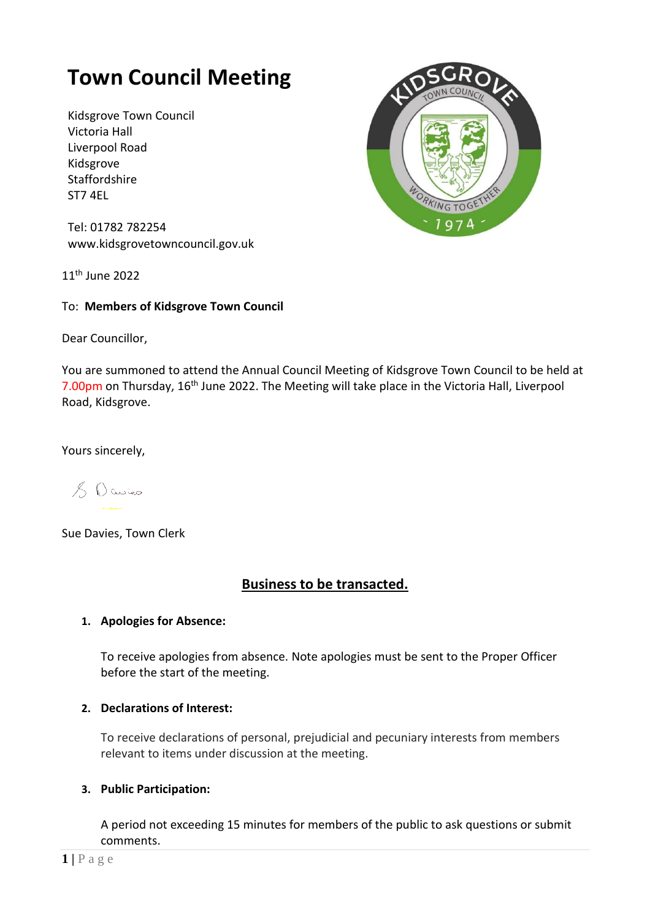# Town Council Meeting

Kidsgrove Town Council
Victoria Hall
Liverpool Road
Kidsgrove
Staffordshire
ST7 4EL

Tel: 01782 782254
www.kidsgrovetowncouncil.gov.uk

11th June 2022

To: **Members of Kidsgrove Town Council**

Dear Councillor,

You are summoned to attend the Annual Council Meeting of Kidsgrove Town Council to be held at 7.00pm on Thursday, 16th June 2022. The Meeting will take place in the Victoria Hall, Liverpool Road, Kidsgrove.

Yours sincerely,

S Davies

Sue Davies, Town Clerk

## Business to be transacted.

1. **Apologies for Absence:**

   To receive apologies from absence. Note apologies must be sent to the Proper Officer before the start of the meeting.

2. **Declarations of Interest:**

   To receive declarations of personal, prejudicial and pecuniary interests from members relevant to items under discussion at the meeting.

3. **Public Participation:**

   A period not exceeding 15 minutes for members of the public to ask questions or submit comments.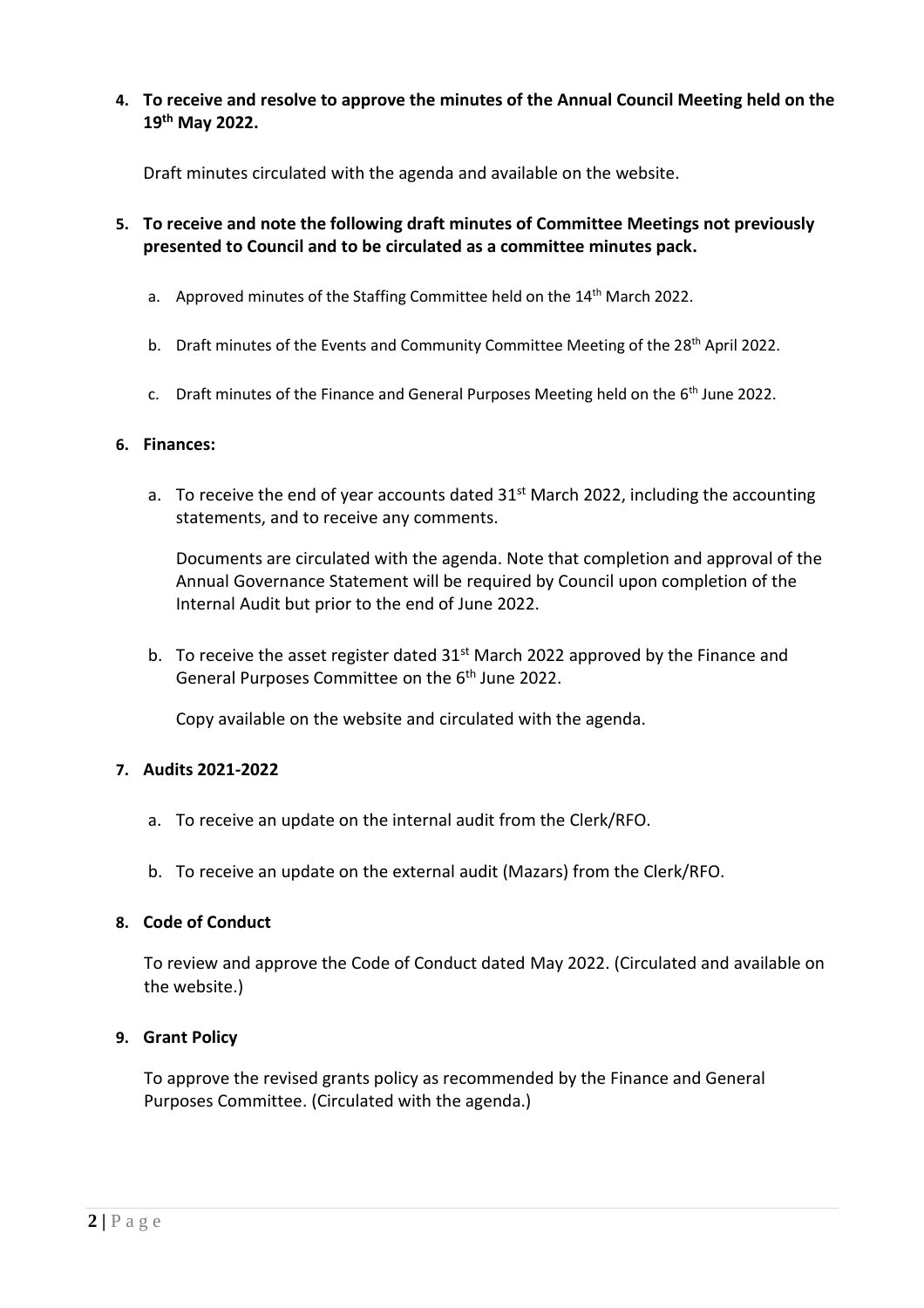4. **To receive and resolve to approve the minutes of the Annual Council Meeting held on the 19th May 2022.**

   Draft minutes circulated with the agenda and available on the website.

5. **To receive and note the following draft minutes of Committee Meetings not previously presented to Council and to be circulated as a committee minutes pack.**

   a. Approved minutes of the Staffing Committee held on the 14th March 2022.

   b. Draft minutes of the Events and Community Committee Meeting of the 28th April 2022.

   c. Draft minutes of the Finance and General Purposes Meeting held on the 6th June 2022.

6. **Finances:**

   a. To receive the end of year accounts dated 31st March 2022, including the accounting statements, and to receive any comments.

      Documents are circulated with the agenda. Note that completion and approval of the Annual Governance Statement will be required by Council upon completion of the Internal Audit but prior to the end of June 2022.

   b. To receive the asset register dated 31st March 2022 approved by the Finance and General Purposes Committee on the 6th June 2022.

      Copy available on the website and circulated with the agenda.

7. **Audits 2021-2022**

   a. To receive an update on the internal audit from the Clerk/RFO.

   b. To receive an update on the external audit (Mazars) from the Clerk/RFO.

8. **Code of Conduct**

   To review and approve the Code of Conduct dated May 2022. (Circulated and available on the website.)

9. **Grant Policy**

   To approve the revised grants policy as recommended by the Finance and General Purposes Committee. (Circulated with the agenda.)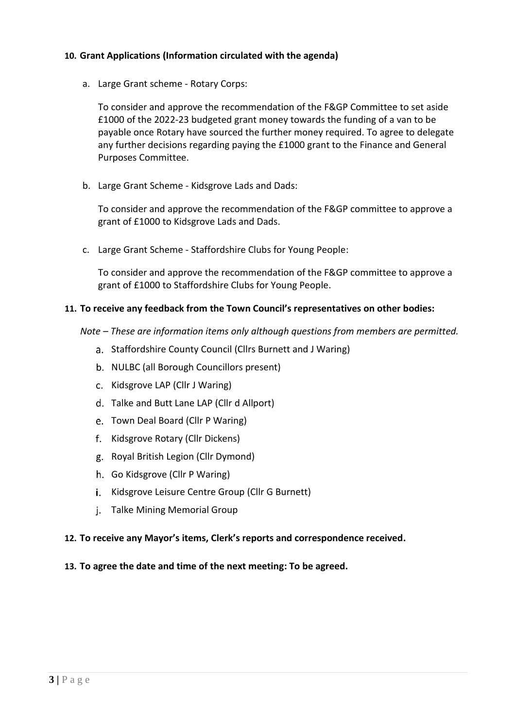**10. Grant Applications (Information circulated with the agenda)**

a. Large Grant scheme - Rotary Corps:

   To consider and approve the recommendation of the F&GP Committee to set aside £1000 of the 2022-23 budgeted grant money towards the funding of a van to be payable once Rotary have sourced the further money required. To agree to delegate any further decisions regarding paying the £1000 grant to the Finance and General Purposes Committee.

b. Large Grant Scheme - Kidsgrove Lads and Dads:

   To consider and approve the recommendation of the F&GP committee to approve a grant of £1000 to Kidsgrove Lads and Dads.

c. Large Grant Scheme - Staffordshire Clubs for Young People:

   To consider and approve the recommendation of the F&GP committee to approve a grant of £1000 to Staffordshire Clubs for Young People.

**11. To receive any feedback from the Town Council's representatives on other bodies:**

*Note – These are information items only although questions from members are permitted.*

a. Staffordshire County Council (Cllrs Burnett and J Waring)
b. NULBC (all Borough Councillors present)
c. Kidsgrove LAP (Cllr J Waring)
d. Talke and Butt Lane LAP (Cllr d Allport)
e. Town Deal Board (Cllr P Waring)
f. Kidsgrove Rotary (Cllr Dickens)
g. Royal British Legion (Cllr Dymond)
h. Go Kidsgrove (Cllr P Waring)
i. Kidsgrove Leisure Centre Group (Cllr G Burnett)
j. Talke Mining Memorial Group

**12. To receive any Mayor's items, Clerk's reports and correspondence received.**

**13. To agree the date and time of the next meeting: To be agreed.**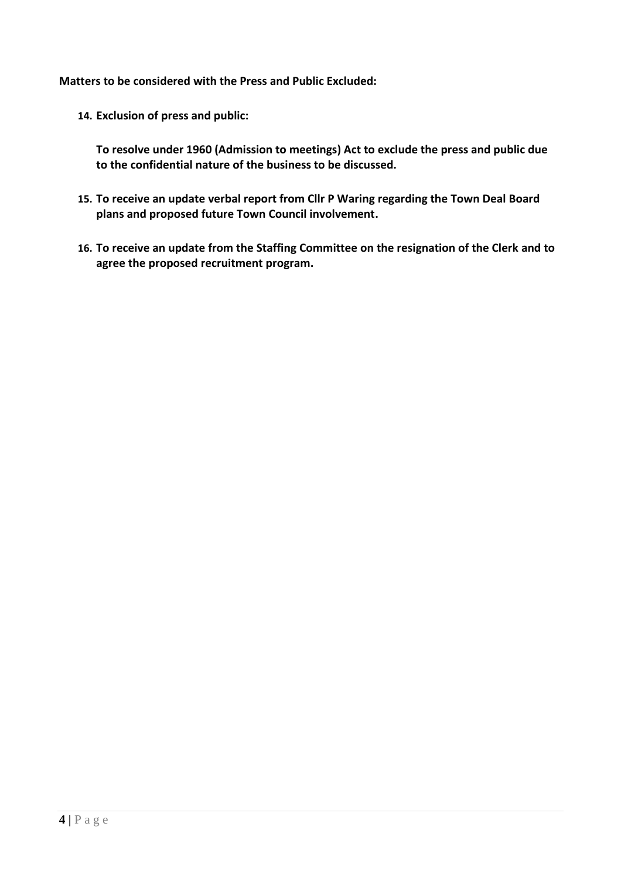**Matters to be considered with the Press and Public Excluded:**

14. **Exclusion of press and public:**

    **To resolve under 1960 (Admission to meetings) Act to exclude the press and public due to the confidential nature of the business to be discussed.**

15. **To receive an update verbal report from Cllr P Waring regarding the Town Deal Board plans and proposed future Town Council involvement.**

16. **To receive an update from the Staffing Committee on the resignation of the Clerk and to agree the proposed recruitment program.**